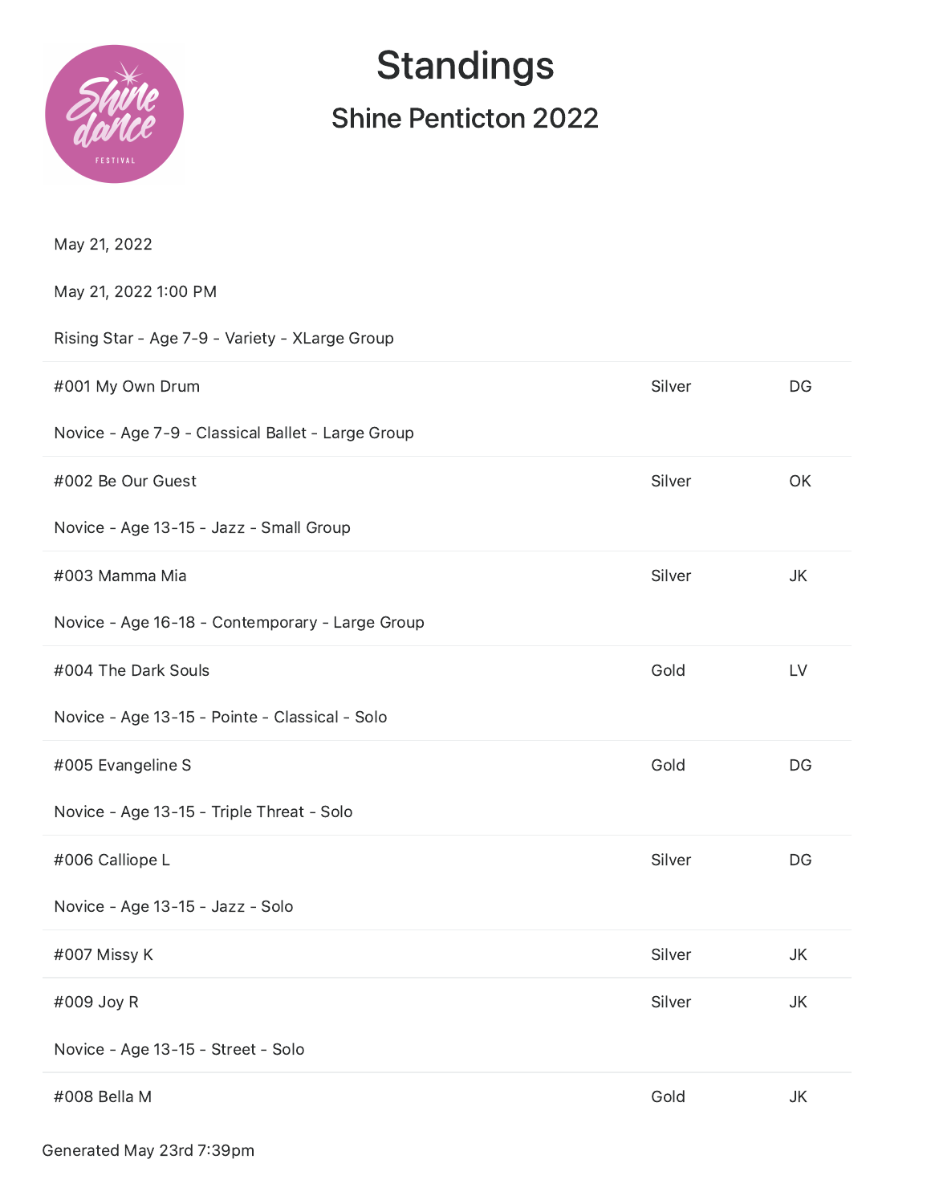# Standings

## Shine Penticton 2022

May 21, 2022

May 21, 2022 1:00 PM

Rising Star - Age 7-9 - Variety - XLarge Group

| | | |
|---|---|---|
| #001 My Own Drum | Silver | DG |

Novice - Age 7-9 - Classical Ballet - Large Group

| | | |
|---|---|---|
| #002 Be Our Guest | Silver | OK |

Novice - Age 13-15 - Jazz - Small Group

| | | |
|---|---|---|
| #003 Mamma Mia | Silver | JK |

Novice - Age 16-18 - Contemporary - Large Group

| | | |
|---|---|---|
| #004 The Dark Souls | Gold | LV |

Novice - Age 13-15 - Pointe - Classical - Solo

| | | |
|---|---|---|
| #005 Evangeline S | Gold | DG |

Novice - Age 13-15 - Triple Threat - Solo

| | | |
|---|---|---|
| #006 Calliope L | Silver | DG |

Novice - Age 13-15 - Jazz - Solo

| | | |
|---|---|---|
| #007 Missy K | Silver | JK |
| #009 Joy R | Silver | JK |

Novice - Age 13-15 - Street - Solo

| | | |
|---|---|---|
| #008 Bella M | Gold | JK |

Generated May 23rd 7:39pm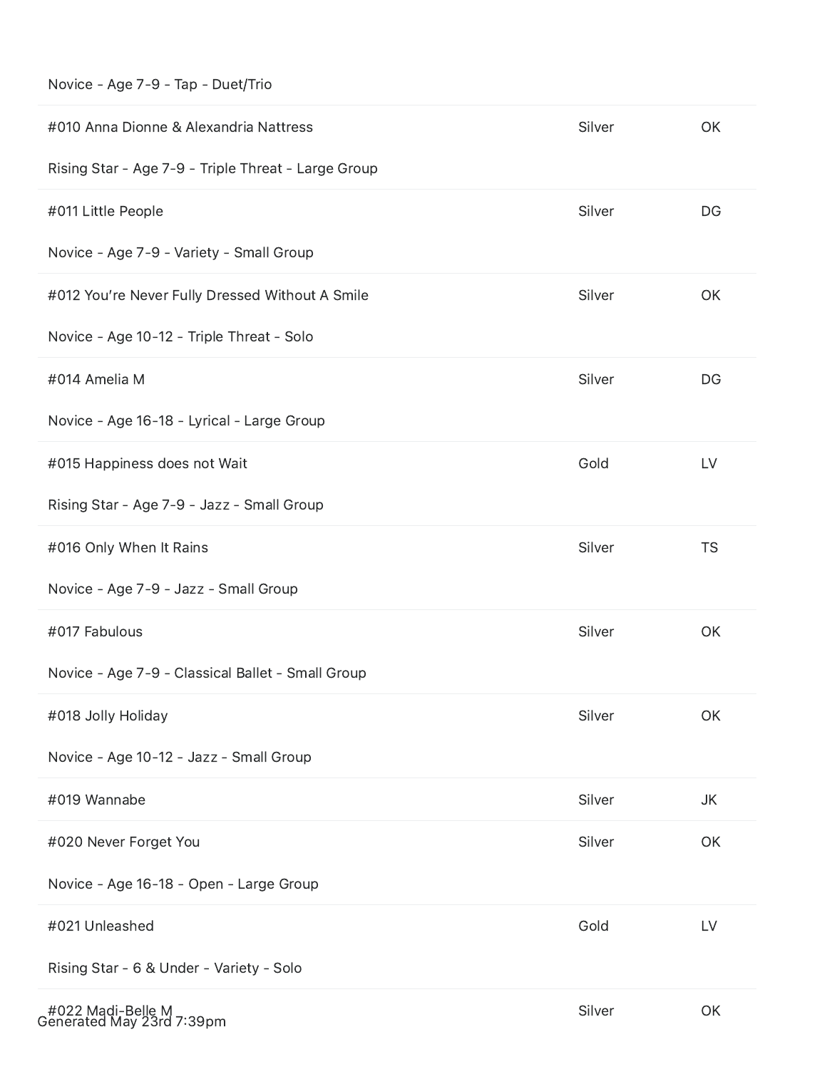Novice - Age 7-9 - Tap - Duet/Trio

| | | |
|---|---|---|
| #010 Anna Dionne & Alexandria Nattress | Silver | OK |
| Rising Star - Age 7-9 - Triple Threat - Large Group | | |
| #011 Little People | Silver | DG |
| Novice - Age 7-9 - Variety - Small Group | | |
| #012 You're Never Fully Dressed Without A Smile | Silver | OK |
| Novice - Age 10-12 - Triple Threat - Solo | | |
| #014 Amelia M | Silver | DG |
| Novice - Age 16-18 - Lyrical - Large Group | | |
| #015 Happiness does not Wait | Gold | LV |
| Rising Star - Age 7-9 - Jazz - Small Group | | |
| #016 Only When It Rains | Silver | TS |
| Novice - Age 7-9 - Jazz - Small Group | | |
| #017 Fabulous | Silver | OK |
| Novice - Age 7-9 - Classical Ballet - Small Group | | |
| #018 Jolly Holiday | Silver | OK |
| Novice - Age 10-12 - Jazz - Small Group | | |
| #019 Wannabe | Silver | JK |
| #020 Never Forget You | Silver | OK |
| Novice - Age 16-18 - Open - Large Group | | |
| #021 Unleashed | Gold | LV |
| Rising Star - 6 & Under - Variety - Solo | | |
| #022 Madi-Belle M | Silver | OK |

Generated May 23rd 7:39pm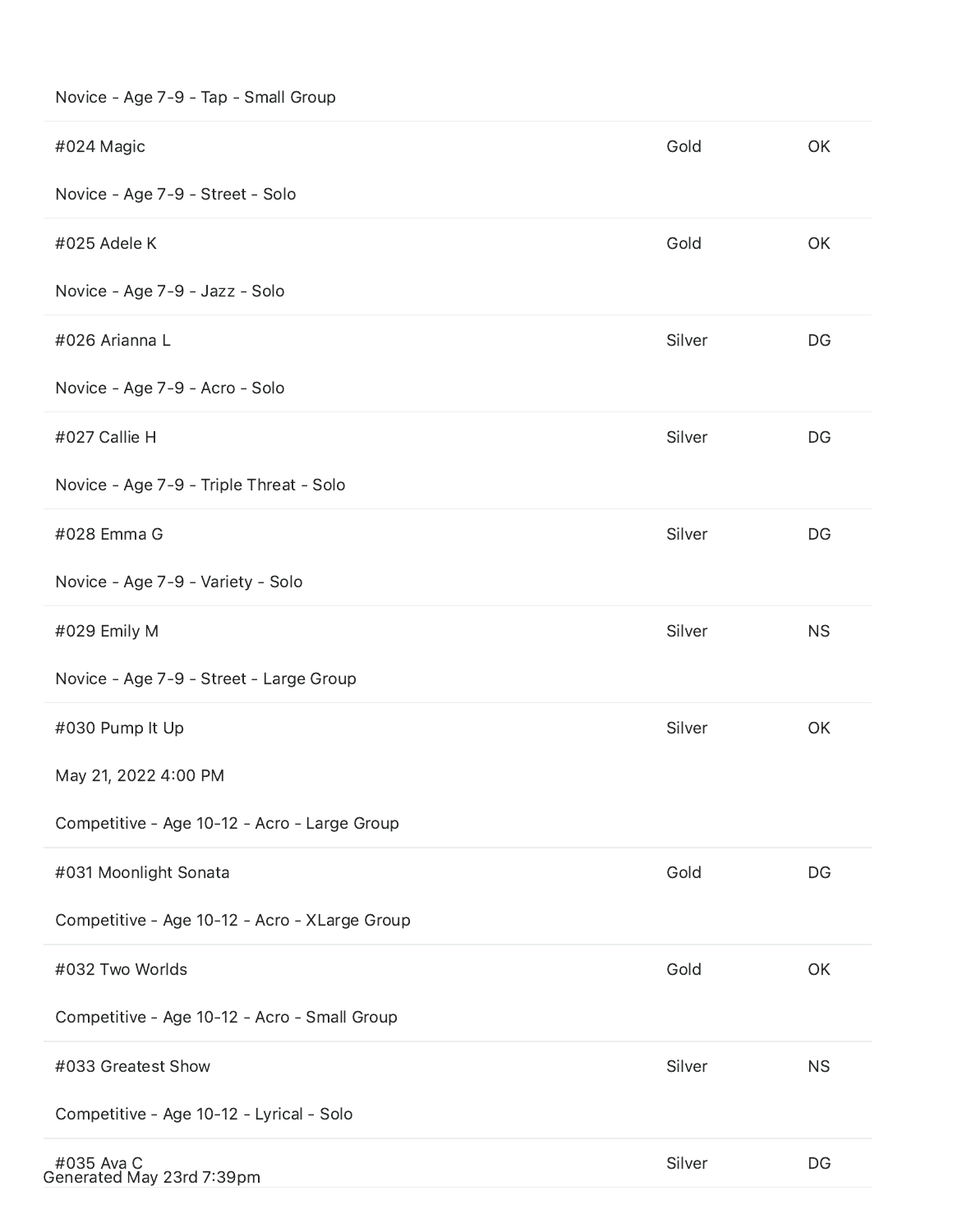Novice - Age 7-9 - Tap - Small Group

| | | |
|---|---|---|
| #024 Magic | Gold | OK |
| Novice - Age 7-9 - Street - Solo | | |
| #025 Adele K | Gold | OK |
| Novice - Age 7-9 - Jazz - Solo | | |
| #026 Arianna L | Silver | DG |
| Novice - Age 7-9 - Acro - Solo | | |
| #027 Callie H | Silver | DG |
| Novice - Age 7-9 - Triple Threat - Solo | | |
| #028 Emma G | Silver | DG |
| Novice - Age 7-9 - Variety - Solo | | |
| #029 Emily M | Silver | NS |
| Novice - Age 7-9 - Street - Large Group | | |
| #030 Pump It Up | Silver | OK |
| May 21, 2022 4:00 PM | | |
| Competitive - Age 10-12 - Acro - Large Group | | |
| #031 Moonlight Sonata | Gold | DG |
| Competitive - Age 10-12 - Acro - XLarge Group | | |
| #032 Two Worlds | Gold | OK |
| Competitive - Age 10-12 - Acro - Small Group | | |
| #033 Greatest Show | Silver | NS |
| Competitive - Age 10-12 - Lyrical - Solo | | |
| #035 Ava C | Silver | DG |

Generated May 23rd 7:39pm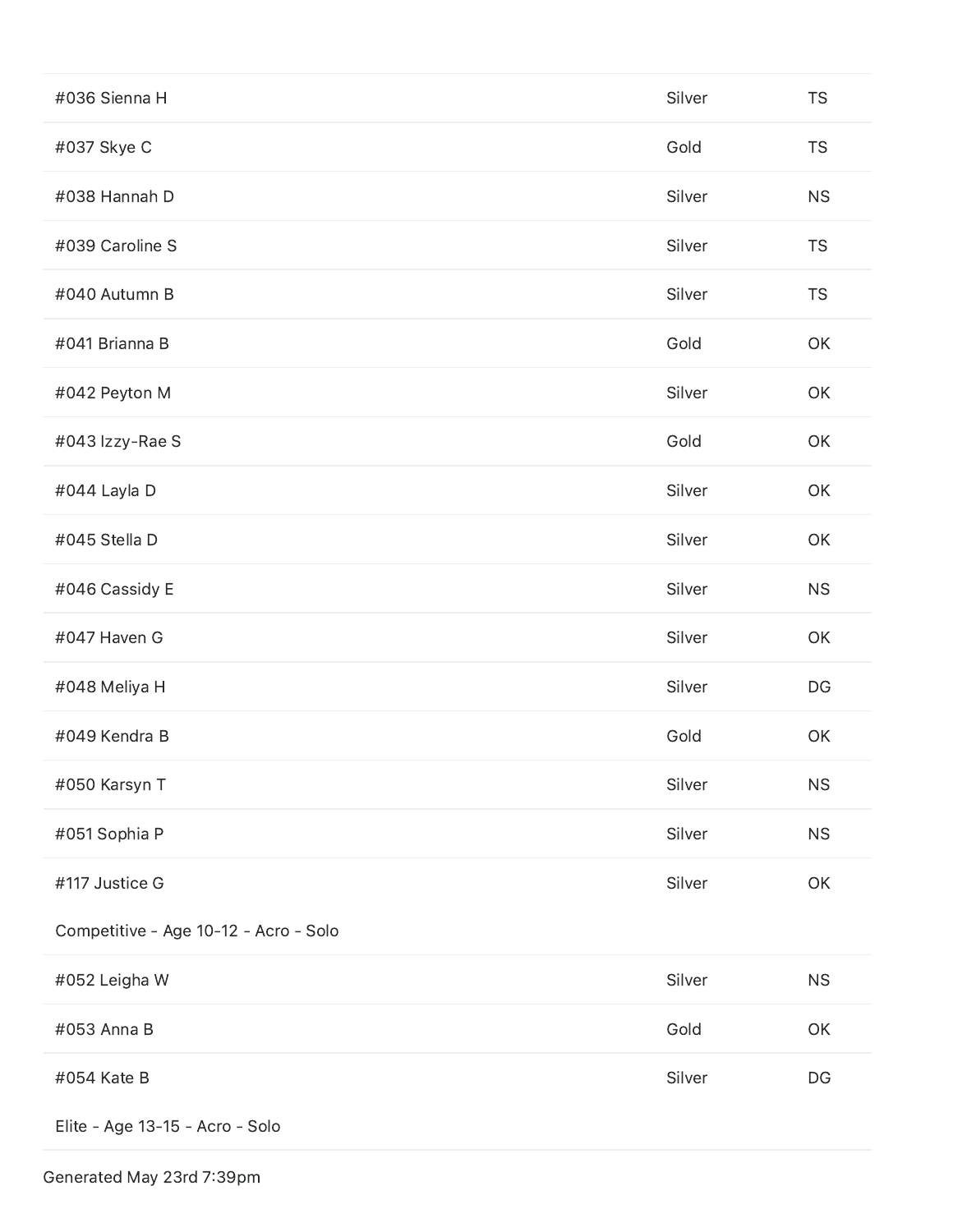| | | |
|---|---|---|
| #036 Sienna H | Silver | TS |
| #037 Skye C | Gold | TS |
| #038 Hannah D | Silver | NS |
| #039 Caroline S | Silver | TS |
| #040 Autumn B | Silver | TS |
| #041 Brianna B | Gold | OK |
| #042 Peyton M | Silver | OK |
| #043 Izzy-Rae S | Gold | OK |
| #044 Layla D | Silver | OK |
| #045 Stella D | Silver | OK |
| #046 Cassidy E | Silver | NS |
| #047 Haven G | Silver | OK |
| #048 Meliya H | Silver | DG |
| #049 Kendra B | Gold | OK |
| #050 Karsyn T | Silver | NS |
| #051 Sophia P | Silver | NS |
| #117 Justice G | Silver | OK |

Competitive - Age 10-12 - Acro - Solo

| | | |
|---|---|---|
| #052 Leigha W | Silver | NS |
| #053 Anna B | Gold | OK |
| #054 Kate B | Silver | DG |

Elite - Age 13-15 - Acro - Solo

Generated May 23rd 7:39pm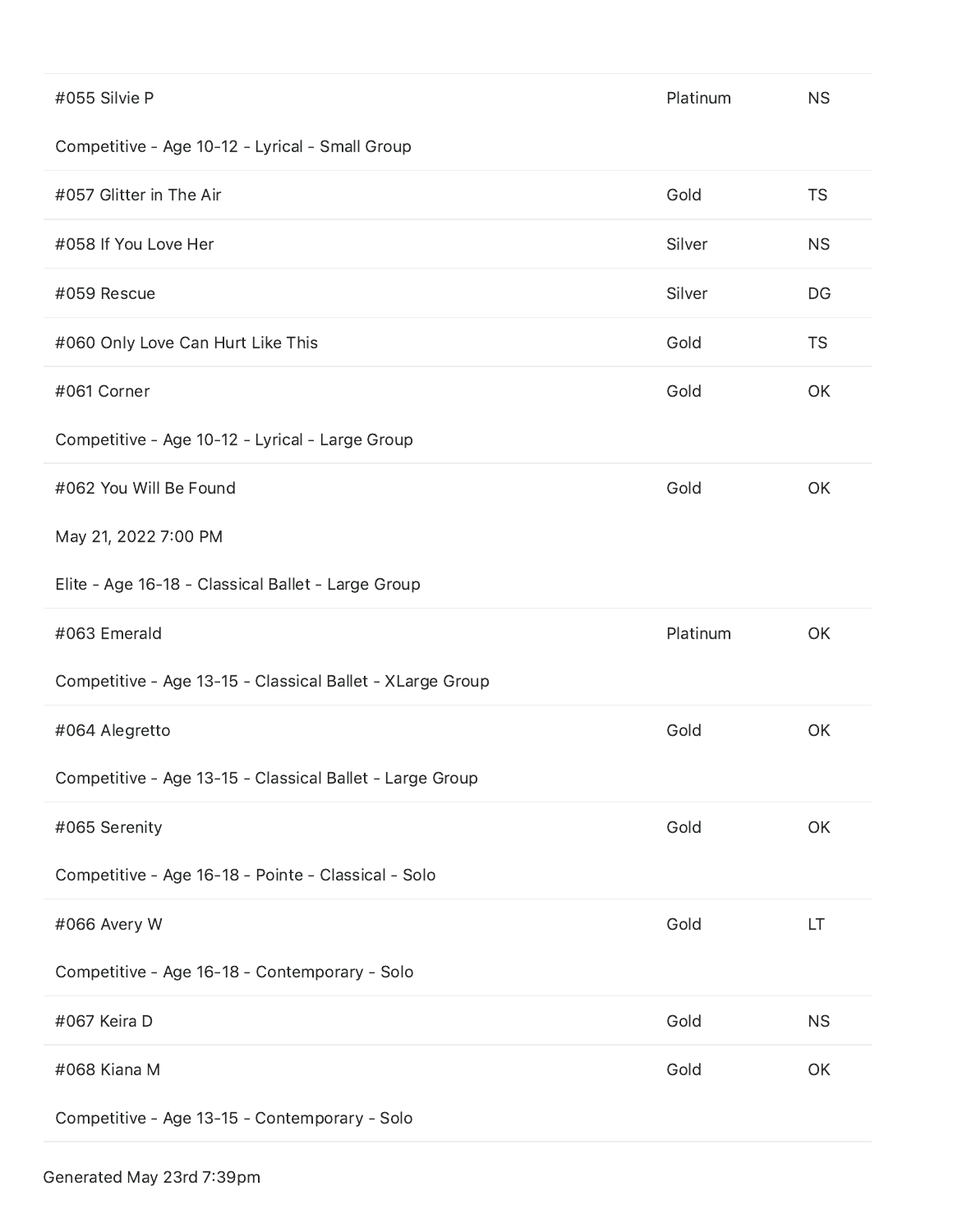| | | |
|---|---|---|
| #055 Silvie P | Platinum | NS |
| Competitive - Age 10-12 - Lyrical - Small Group | | |
| #057 Glitter in The Air | Gold | TS |
| #058 If You Love Her | Silver | NS |
| #059 Rescue | Silver | DG |
| #060 Only Love Can Hurt Like This | Gold | TS |
| #061 Corner | Gold | OK |
| Competitive - Age 10-12 - Lyrical - Large Group | | |
| #062 You Will Be Found | Gold | OK |

May 21, 2022 7:00 PM

| | | |
|---|---|---|
| Elite - Age 16-18 - Classical Ballet - Large Group | | |
| #063 Emerald | Platinum | OK |
| Competitive - Age 13-15 - Classical Ballet - XLarge Group | | |
| #064 Alegretto | Gold | OK |
| Competitive - Age 13-15 - Classical Ballet - Large Group | | |
| #065 Serenity | Gold | OK |
| Competitive - Age 16-18 - Pointe - Classical - Solo | | |
| #066 Avery W | Gold | LT |
| Competitive - Age 16-18 - Contemporary - Solo | | |
| #067 Keira D | Gold | NS |
| #068 Kiana M | Gold | OK |
| Competitive - Age 13-15 - Contemporary - Solo | | |

Generated May 23rd 7:39pm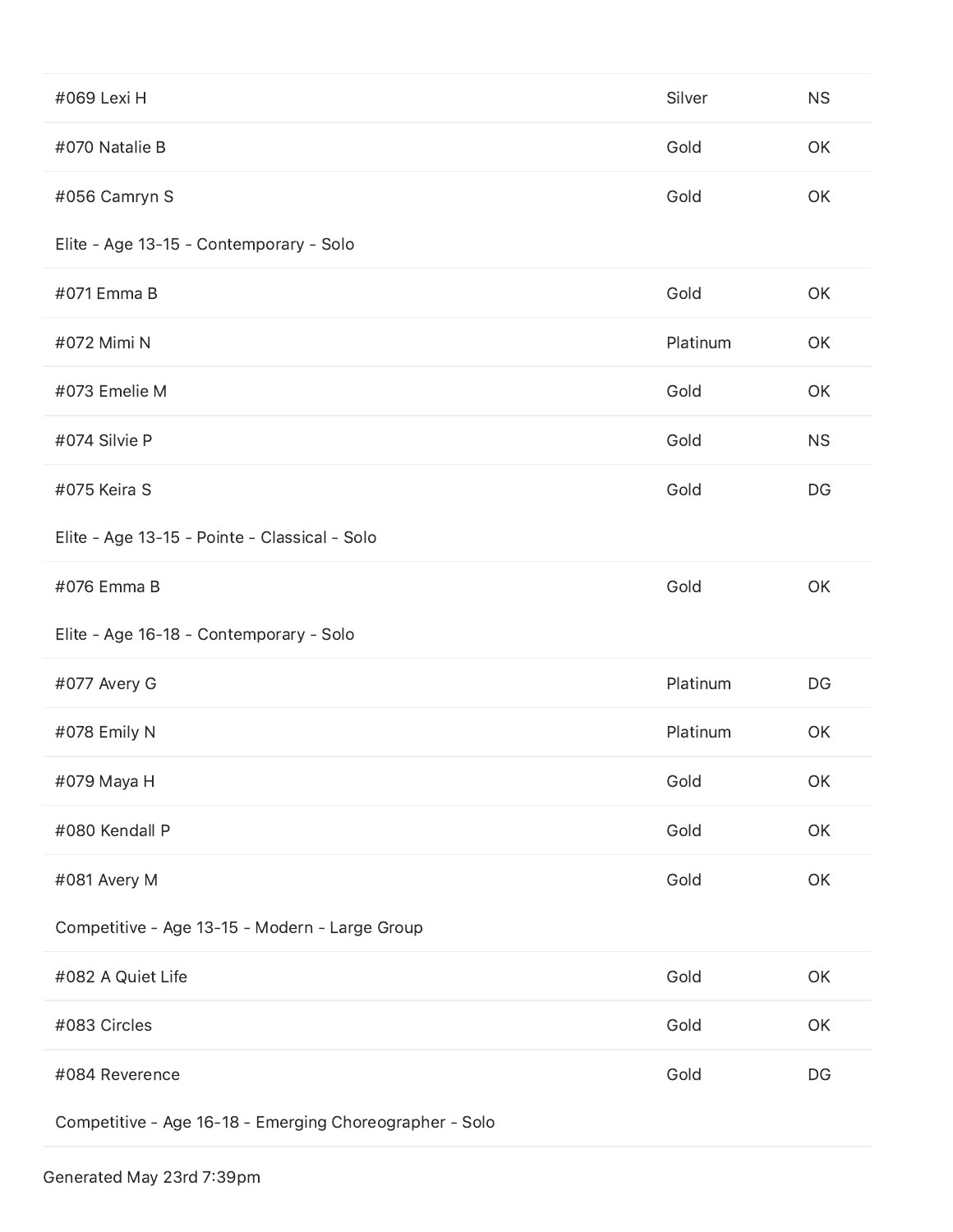| | | |
|---|---|---|
| #069 Lexi H | Silver | NS |
| #070 Natalie B | Gold | OK |
| #056 Camryn S | Gold | OK |
| Elite - Age 13-15 - Contemporary - Solo | | |
| #071 Emma B | Gold | OK |
| #072 Mimi N | Platinum | OK |
| #073 Emelie M | Gold | OK |
| #074 Silvie P | Gold | NS |
| #075 Keira S | Gold | DG |
| Elite - Age 13-15 - Pointe - Classical - Solo | | |
| #076 Emma B | Gold | OK |
| Elite - Age 16-18 - Contemporary - Solo | | |
| #077 Avery G | Platinum | DG |
| #078 Emily N | Platinum | OK |
| #079 Maya H | Gold | OK |
| #080 Kendall P | Gold | OK |
| #081 Avery M | Gold | OK |
| Competitive - Age 13-15 - Modern - Large Group | | |
| #082 A Quiet Life | Gold | OK |
| #083 Circles | Gold | OK |
| #084 Reverence | Gold | DG |
| Competitive - Age 16-18 - Emerging Choreographer - Solo | | |

Generated May 23rd 7:39pm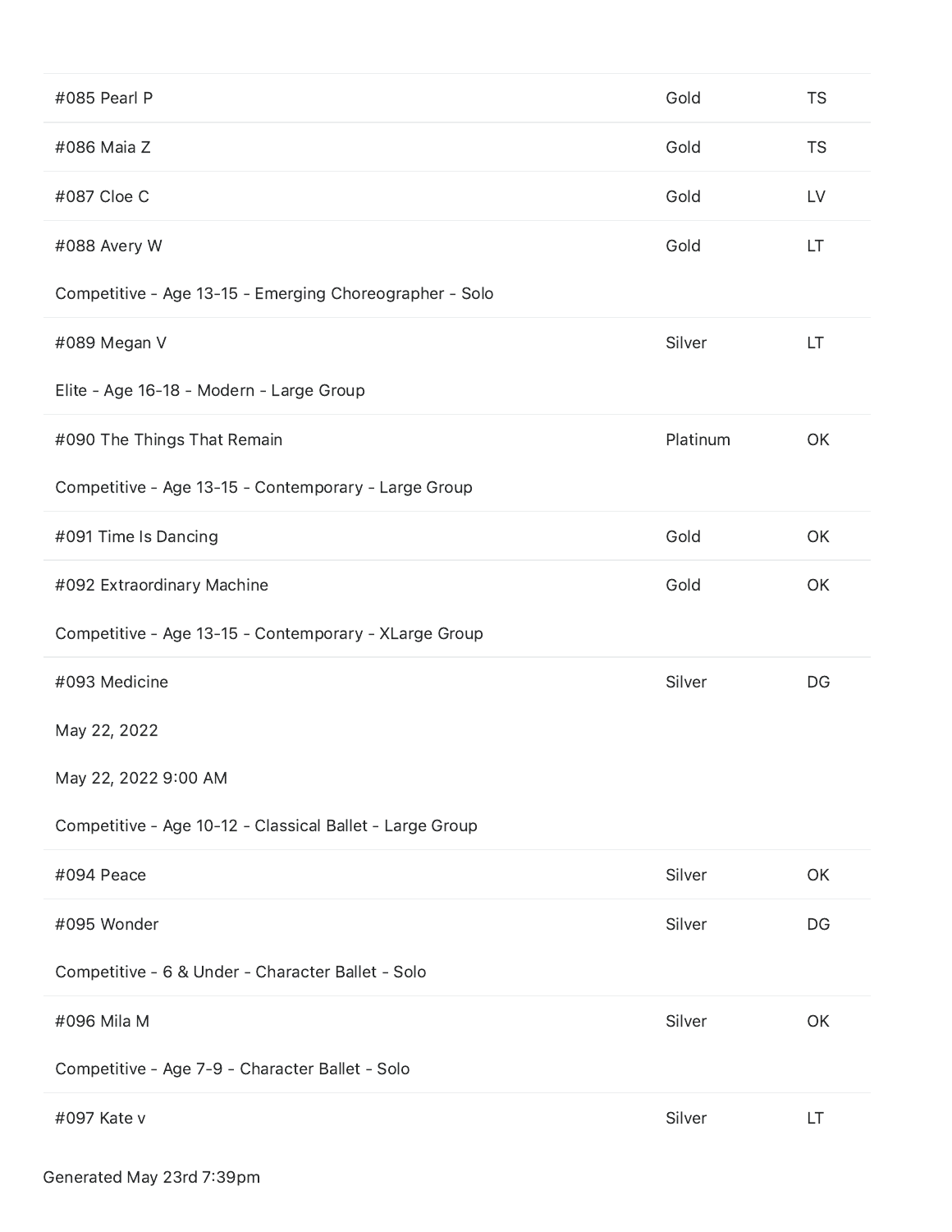| | | |
|---|---|---|
| #085 Pearl P | Gold | TS |
| #086 Maia Z | Gold | TS |
| #087 Cloe C | Gold | LV |
| #088 Avery W | Gold | LT |

Competitive - Age 13-15 - Emerging Choreographer - Solo

| | | |
|---|---|---|
| #089 Megan V | Silver | LT |

Elite - Age 16-18 - Modern - Large Group

| | | |
|---|---|---|
| #090 The Things That Remain | Platinum | OK |

Competitive - Age 13-15 - Contemporary - Large Group

| | | |
|---|---|---|
| #091 Time Is Dancing | Gold | OK |
| #092 Extraordinary Machine | Gold | OK |

Competitive - Age 13-15 - Contemporary - XLarge Group

| | | |
|---|---|---|
| #093 Medicine | Silver | DG |

May 22, 2022

May 22, 2022 9:00 AM

Competitive - Age 10-12 - Classical Ballet - Large Group

| | | |
|---|---|---|
| #094 Peace | Silver | OK |
| #095 Wonder | Silver | DG |

Competitive - 6 & Under - Character Ballet - Solo

| | | |
|---|---|---|
| #096 Mila M | Silver | OK |

Competitive - Age 7-9 - Character Ballet - Solo

| | | |
|---|---|---|
| #097 Kate v | Silver | LT |

Generated May 23rd 7:39pm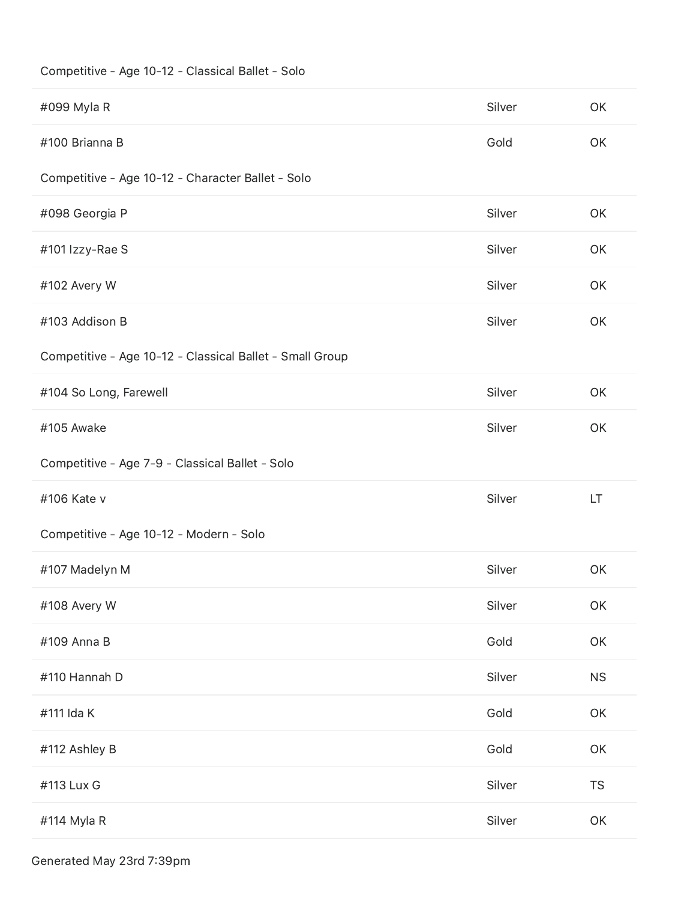Competitive - Age 10-12 - Classical Ballet - Solo

| | | |
|---|---|---|
| #099 Myla R | Silver | OK |
| #100 Brianna B | Gold | OK |

Competitive - Age 10-12 - Character Ballet - Solo

| | | |
|---|---|---|
| #098 Georgia P | Silver | OK |
| #101 Izzy-Rae S | Silver | OK |
| #102 Avery W | Silver | OK |
| #103 Addison B | Silver | OK |

Competitive - Age 10-12 - Classical Ballet - Small Group

| | | |
|---|---|---|
| #104 So Long, Farewell | Silver | OK |
| #105 Awake | Silver | OK |

Competitive - Age 7-9 - Classical Ballet - Solo

| | | |
|---|---|---|
| #106 Kate v | Silver | LT |

Competitive - Age 10-12 - Modern - Solo

| | | |
|---|---|---|
| #107 Madelyn M | Silver | OK |
| #108 Avery W | Silver | OK |
| #109 Anna B | Gold | OK |
| #110 Hannah D | Silver | NS |
| #111 Ida K | Gold | OK |
| #112 Ashley B | Gold | OK |
| #113 Lux G | Silver | TS |
| #114 Myla R | Silver | OK |

Generated May 23rd 7:39pm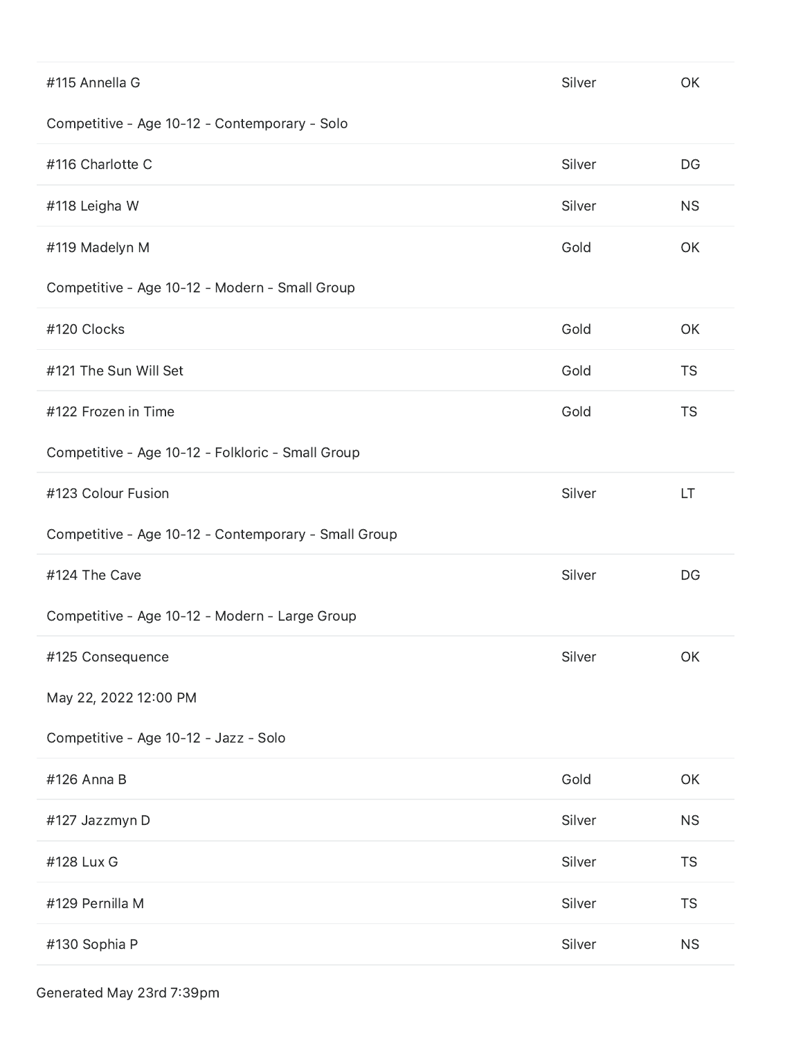| | | |
|---|---|---|
| #115 Annella G | Silver | OK |

Competitive - Age 10-12 - Contemporary - Solo

| | | |
|---|---|---|
| #116 Charlotte C | Silver | DG |
| #118 Leigha W | Silver | NS |
| #119 Madelyn M | Gold | OK |

Competitive - Age 10-12 - Modern - Small Group

| | | |
|---|---|---|
| #120 Clocks | Gold | OK |
| #121 The Sun Will Set | Gold | TS |
| #122 Frozen in Time | Gold | TS |

Competitive - Age 10-12 - Folkloric - Small Group

| | | |
|---|---|---|
| #123 Colour Fusion | Silver | LT |

Competitive - Age 10-12 - Contemporary - Small Group

| | | |
|---|---|---|
| #124 The Cave | Silver | DG |

Competitive - Age 10-12 - Modern - Large Group

| | | |
|---|---|---|
| #125 Consequence | Silver | OK |

May 22, 2022 12:00 PM

Competitive - Age 10-12 - Jazz - Solo

| | | |
|---|---|---|
| #126 Anna B | Gold | OK |
| #127 Jazzmyn D | Silver | NS |
| #128 Lux G | Silver | TS |
| #129 Pernilla M | Silver | TS |
| #130 Sophia P | Silver | NS |

Generated May 23rd 7:39pm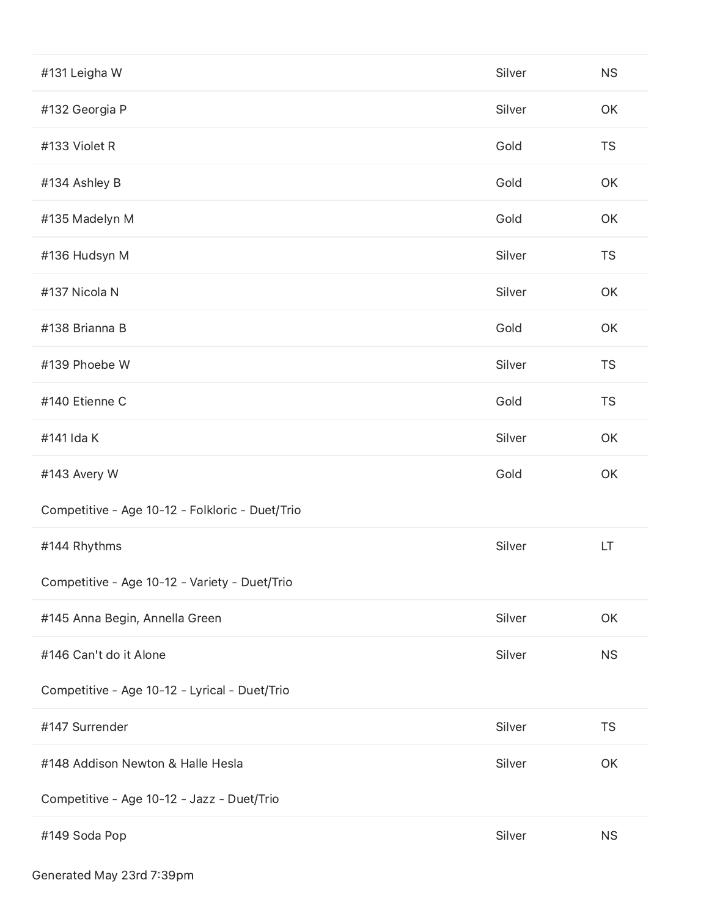| | | |
|---|---|---|
| #131 Leigha W | Silver | NS |
| #132 Georgia P | Silver | OK |
| #133 Violet R | Gold | TS |
| #134 Ashley B | Gold | OK |
| #135 Madelyn M | Gold | OK |
| #136 Hudsyn M | Silver | TS |
| #137 Nicola N | Silver | OK |
| #138 Brianna B | Gold | OK |
| #139 Phoebe W | Silver | TS |
| #140 Etienne C | Gold | TS |
| #141 Ida K | Silver | OK |
| #143 Avery W | Gold | OK |

Competitive - Age 10-12 - Folkloric - Duet/Trio

| | | |
|---|---|---|
| #144 Rhythms | Silver | LT |

Competitive - Age 10-12 - Variety - Duet/Trio

| | | |
|---|---|---|
| #145 Anna Begin, Annella Green | Silver | OK |
| #146 Can't do it Alone | Silver | NS |

Competitive - Age 10-12 - Lyrical - Duet/Trio

| | | |
|---|---|---|
| #147 Surrender | Silver | TS |
| #148 Addison Newton & Halle Hesla | Silver | OK |

Competitive - Age 10-12 - Jazz - Duet/Trio

| | | |
|---|---|---|
| #149 Soda Pop | Silver | NS |

Generated May 23rd 7:39pm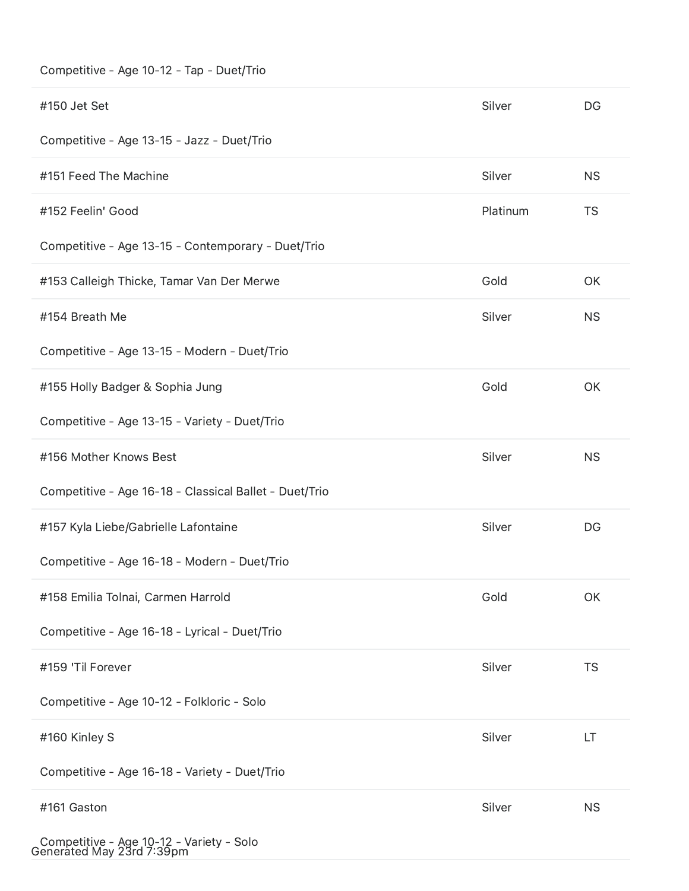Competitive - Age 10-12 - Tap - Duet/Trio

| | | |
|---|---|---|
| #150 Jet Set | Silver | DG |

Competitive - Age 13-15 - Jazz - Duet/Trio

| | | |
|---|---|---|
| #151 Feed The Machine | Silver | NS |
| #152 Feelin' Good | Platinum | TS |

Competitive - Age 13-15 - Contemporary - Duet/Trio

| | | |
|---|---|---|
| #153 Calleigh Thicke, Tamar Van Der Merwe | Gold | OK |
| #154 Breath Me | Silver | NS |

Competitive - Age 13-15 - Modern - Duet/Trio

| | | |
|---|---|---|
| #155 Holly Badger & Sophia Jung | Gold | OK |

Competitive - Age 13-15 - Variety - Duet/Trio

| | | |
|---|---|---|
| #156 Mother Knows Best | Silver | NS |

Competitive - Age 16-18 - Classical Ballet - Duet/Trio

| | | |
|---|---|---|
| #157 Kyla Liebe/Gabrielle Lafontaine | Silver | DG |

Competitive - Age 16-18 - Modern - Duet/Trio

| | | |
|---|---|---|
| #158 Emilia Tolnai, Carmen Harrold | Gold | OK |

Competitive - Age 16-18 - Lyrical - Duet/Trio

| | | |
|---|---|---|
| #159 'Til Forever | Silver | TS |

Competitive - Age 10-12 - Folkloric - Solo

| | | |
|---|---|---|
| #160 Kinley S | Silver | LT |

Competitive - Age 16-18 - Variety - Duet/Trio

| | | |
|---|---|---|
| #161 Gaston | Silver | NS |

Competitive - Age 10-12 - Variety - Solo

Generated May 23rd 7:39pm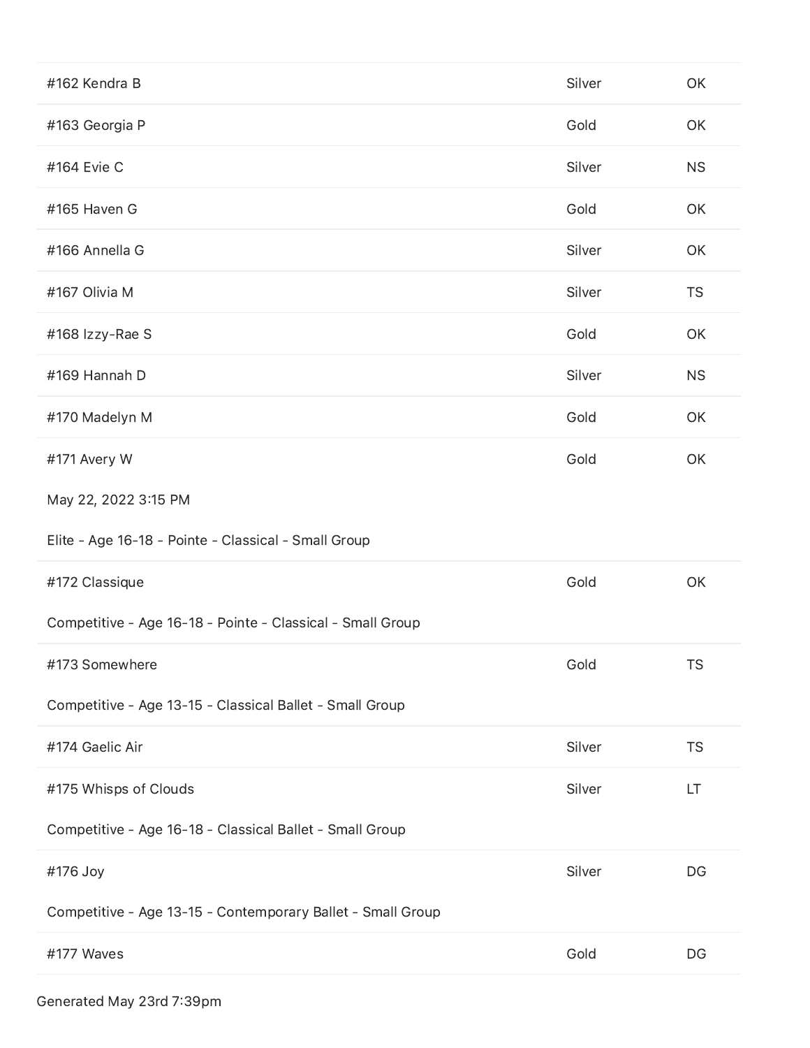| | | |
|---|---|---|
| #162 Kendra B | Silver | OK |
| #163 Georgia P | Gold | OK |
| #164 Evie C | Silver | NS |
| #165 Haven G | Gold | OK |
| #166 Annella G | Silver | OK |
| #167 Olivia M | Silver | TS |
| #168 Izzy-Rae S | Gold | OK |
| #169 Hannah D | Silver | NS |
| #170 Madelyn M | Gold | OK |
| #171 Avery W | Gold | OK |

May 22, 2022 3:15 PM

Elite - Age 16-18 - Pointe - Classical - Small Group

| | | |
|---|---|---|
| #172 Classique | Gold | OK |

Competitive - Age 16-18 - Pointe - Classical - Small Group

| | | |
|---|---|---|
| #173 Somewhere | Gold | TS |

Competitive - Age 13-15 - Classical Ballet - Small Group

| | | |
|---|---|---|
| #174 Gaelic Air | Silver | TS |
| #175 Whisps of Clouds | Silver | LT |

Competitive - Age 16-18 - Classical Ballet - Small Group

| | | |
|---|---|---|
| #176 Joy | Silver | DG |

Competitive - Age 13-15 - Contemporary Ballet - Small Group

| | | |
|---|---|---|
| #177 Waves | Gold | DG |

Generated May 23rd 7:39pm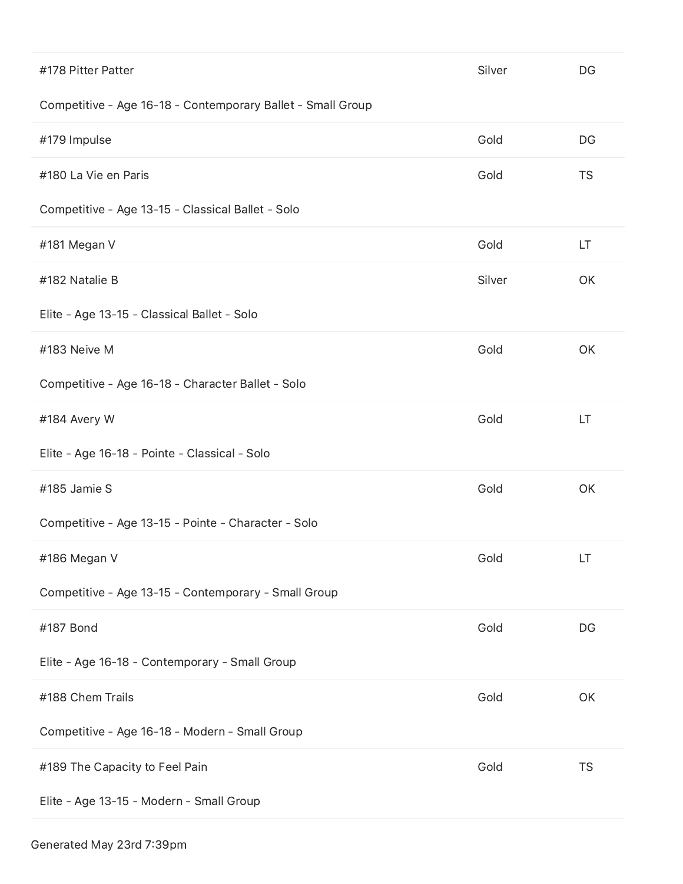| | | |
|---|---|---|
| #178 Pitter Patter<br>Competitive - Age 16-18 - Contemporary Ballet - Small Group | Silver | DG |
| #179 Impulse | Gold | DG |
| #180 La Vie en Paris<br>Competitive - Age 13-15 - Classical Ballet - Solo | Gold | TS |
| #181 Megan V | Gold | LT |
| #182 Natalie B<br>Elite - Age 13-15 - Classical Ballet - Solo | Silver | OK |
| #183 Neive M<br>Competitive - Age 16-18 - Character Ballet - Solo | Gold | OK |
| #184 Avery W<br>Elite - Age 16-18 - Pointe - Classical - Solo | Gold | LT |
| #185 Jamie S<br>Competitive - Age 13-15 - Pointe - Character - Solo | Gold | OK |
| #186 Megan V<br>Competitive - Age 13-15 - Contemporary - Small Group | Gold | LT |
| #187 Bond<br>Elite - Age 16-18 - Contemporary - Small Group | Gold | DG |
| #188 Chem Trails<br>Competitive - Age 16-18 - Modern - Small Group | Gold | OK |
| #189 The Capacity to Feel Pain<br>Elite - Age 13-15 - Modern - Small Group | Gold | TS |

Generated May 23rd 7:39pm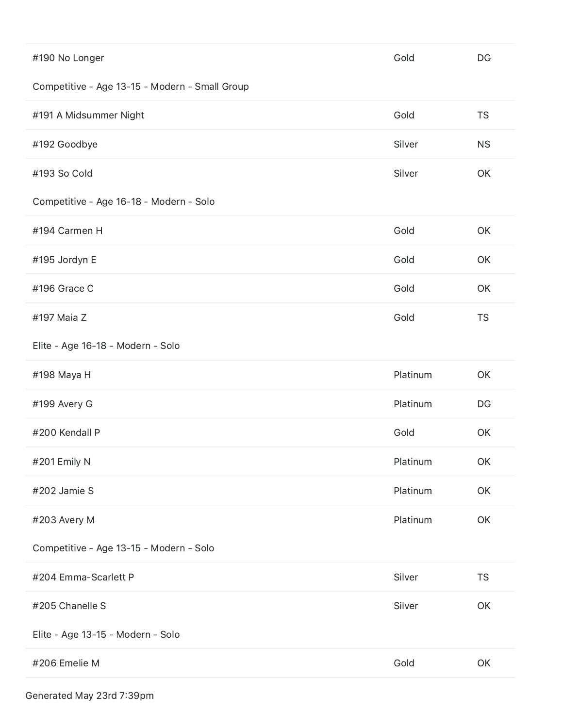| | | |
|---|---|---|
| #190 No Longer | Gold | DG |
| **Competitive - Age 13-15 - Modern - Small Group** | | |
| #191 A Midsummer Night | Gold | TS |
| #192 Goodbye | Silver | NS |
| #193 So Cold | Silver | OK |
| **Competitive - Age 16-18 - Modern - Solo** | | |
| #194 Carmen H | Gold | OK |
| #195 Jordyn E | Gold | OK |
| #196 Grace C | Gold | OK |
| #197 Maia Z | Gold | TS |
| **Elite - Age 16-18 - Modern - Solo** | | |
| #198 Maya H | Platinum | OK |
| #199 Avery G | Platinum | DG |
| #200 Kendall P | Gold | OK |
| #201 Emily N | Platinum | OK |
| #202 Jamie S | Platinum | OK |
| #203 Avery M | Platinum | OK |
| **Competitive - Age 13-15 - Modern - Solo** | | |
| #204 Emma-Scarlett P | Silver | TS |
| #205 Chanelle S | Silver | OK |
| **Elite - Age 13-15 - Modern - Solo** | | |
| #206 Emelie M | Gold | OK |

Generated May 23rd 7:39pm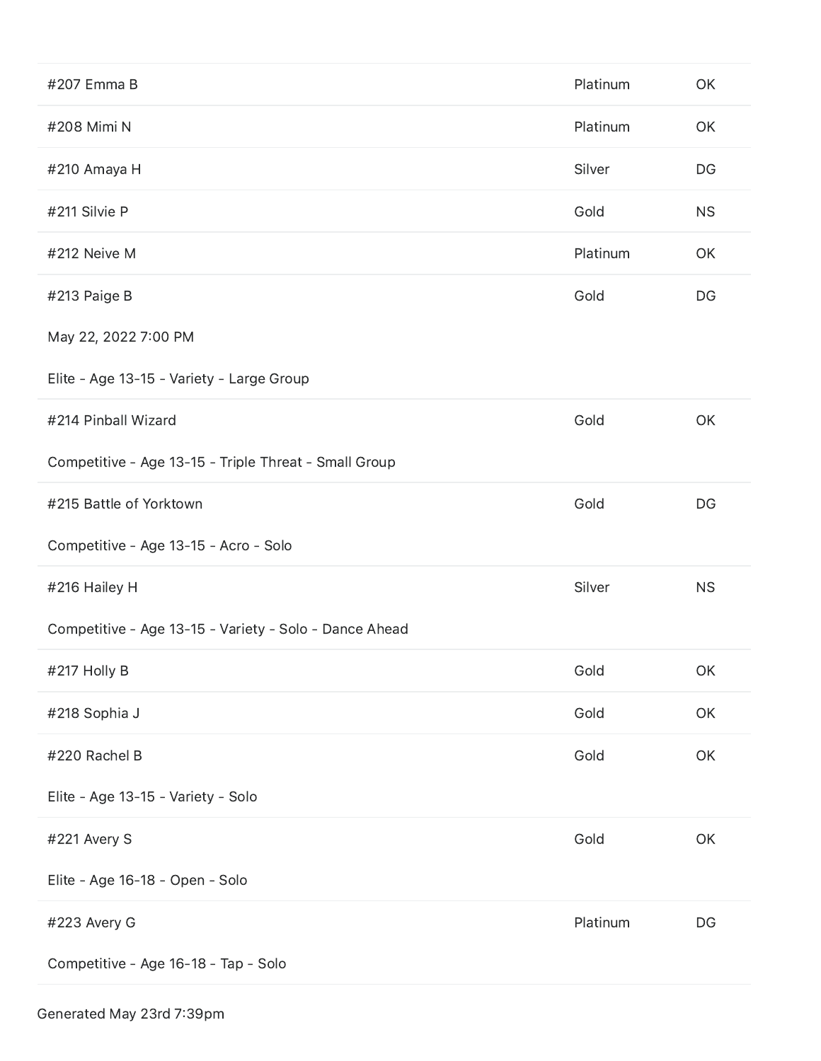| | | |
|---|---|---|
| #207 Emma B | Platinum | OK |
| #208 Mimi N | Platinum | OK |
| #210 Amaya H | Silver | DG |
| #211 Silvie P | Gold | NS |
| #212 Neive M | Platinum | OK |
| #213 Paige B | Gold | DG |

May 22, 2022 7:00 PM

Elite - Age 13-15 - Variety - Large Group

| | | |
|---|---|---|
| #214 Pinball Wizard | Gold | OK |

Competitive - Age 13-15 - Triple Threat - Small Group

| | | |
|---|---|---|
| #215 Battle of Yorktown | Gold | DG |

Competitive - Age 13-15 - Acro - Solo

| | | |
|---|---|---|
| #216 Hailey H | Silver | NS |

Competitive - Age 13-15 - Variety - Solo - Dance Ahead

| | | |
|---|---|---|
| #217 Holly B | Gold | OK |
| #218 Sophia J | Gold | OK |
| #220 Rachel B | Gold | OK |

Elite - Age 13-15 - Variety - Solo

| | | |
|---|---|---|
| #221 Avery S | Gold | OK |

Elite - Age 16-18 - Open - Solo

| | | |
|---|---|---|
| #223 Avery G | Platinum | DG |

Competitive - Age 16-18 - Tap - Solo

Generated May 23rd 7:39pm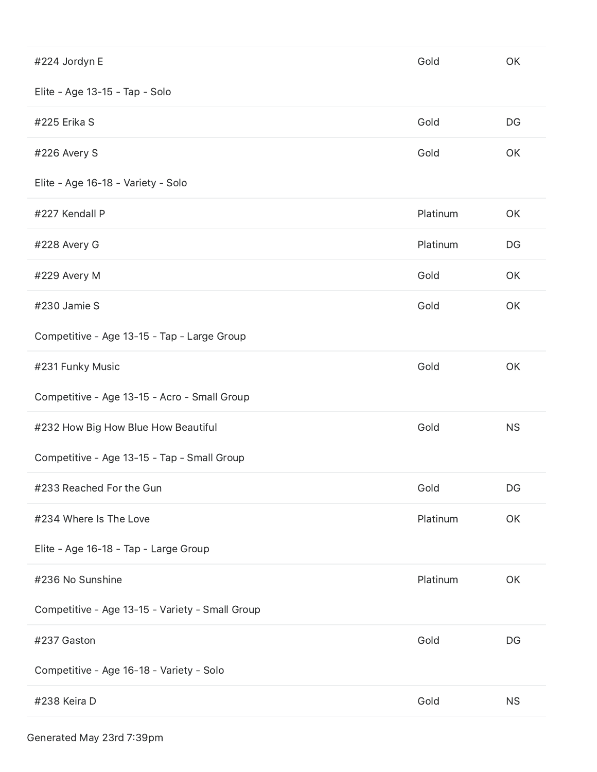| Entry | Award | Status |
|---|---|---|
| #224 Jordyn E | Gold | OK |
| **Elite - Age 13-15 - Tap - Solo** | | |
| #225 Erika S | Gold | DG |
| #226 Avery S | Gold | OK |
| **Elite - Age 16-18 - Variety - Solo** | | |
| #227 Kendall P | Platinum | OK |
| #228 Avery G | Platinum | DG |
| #229 Avery M | Gold | OK |
| #230 Jamie S | Gold | OK |
| **Competitive - Age 13-15 - Tap - Large Group** | | |
| #231 Funky Music | Gold | OK |
| **Competitive - Age 13-15 - Acro - Small Group** | | |
| #232 How Big How Blue How Beautiful | Gold | NS |
| **Competitive - Age 13-15 - Tap - Small Group** | | |
| #233 Reached For the Gun | Gold | DG |
| #234 Where Is The Love | Platinum | OK |
| **Elite - Age 16-18 - Tap - Large Group** | | |
| #236 No Sunshine | Platinum | OK |
| **Competitive - Age 13-15 - Variety - Small Group** | | |
| #237 Gaston | Gold | DG |
| **Competitive - Age 16-18 - Variety - Solo** | | |
| #238 Keira D | Gold | NS |

Generated May 23rd 7:39pm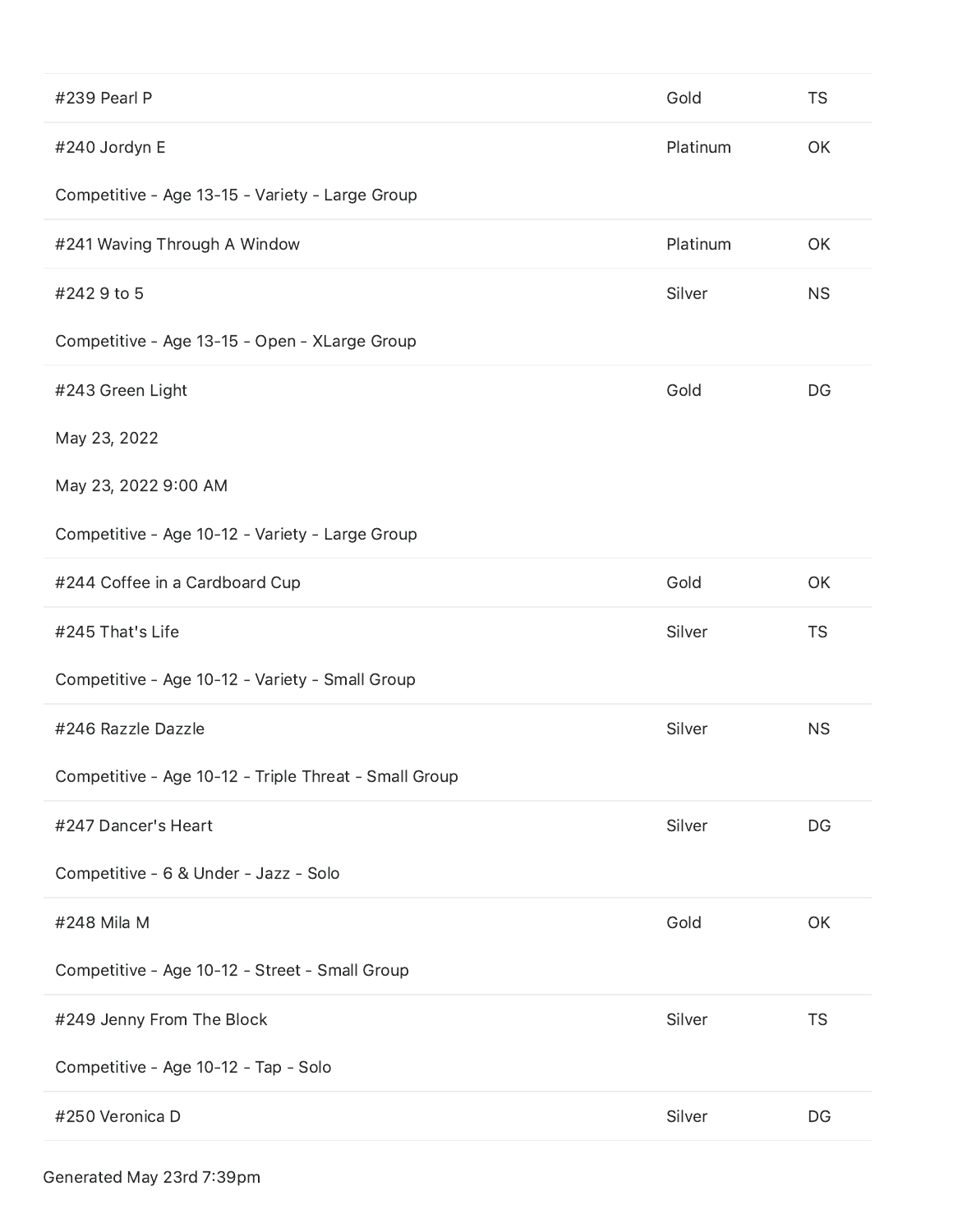| | | |
|---|---|---|
| #239 Pearl P | Gold | TS |
| #240 Jordyn E | Platinum | OK |

Competitive - Age 13-15 - Variety - Large Group

| | | |
|---|---|---|
| #241 Waving Through A Window | Platinum | OK |
| #242 9 to 5 | Silver | NS |

Competitive - Age 13-15 - Open - XLarge Group

| | | |
|---|---|---|
| #243 Green Light | Gold | DG |

May 23, 2022

May 23, 2022 9:00 AM

Competitive - Age 10-12 - Variety - Large Group

| | | |
|---|---|---|
| #244 Coffee in a Cardboard Cup | Gold | OK |
| #245 That's Life | Silver | TS |

Competitive - Age 10-12 - Variety - Small Group

| | | |
|---|---|---|
| #246 Razzle Dazzle | Silver | NS |

Competitive - Age 10-12 - Triple Threat - Small Group

| | | |
|---|---|---|
| #247 Dancer's Heart | Silver | DG |

Competitive - 6 & Under - Jazz - Solo

| | | |
|---|---|---|
| #248 Mila M | Gold | OK |

Competitive - Age 10-12 - Street - Small Group

| | | |
|---|---|---|
| #249 Jenny From The Block | Silver | TS |

Competitive - Age 10-12 - Tap - Solo

| | | |
|---|---|---|
| #250 Veronica D | Silver | DG |

Generated May 23rd 7:39pm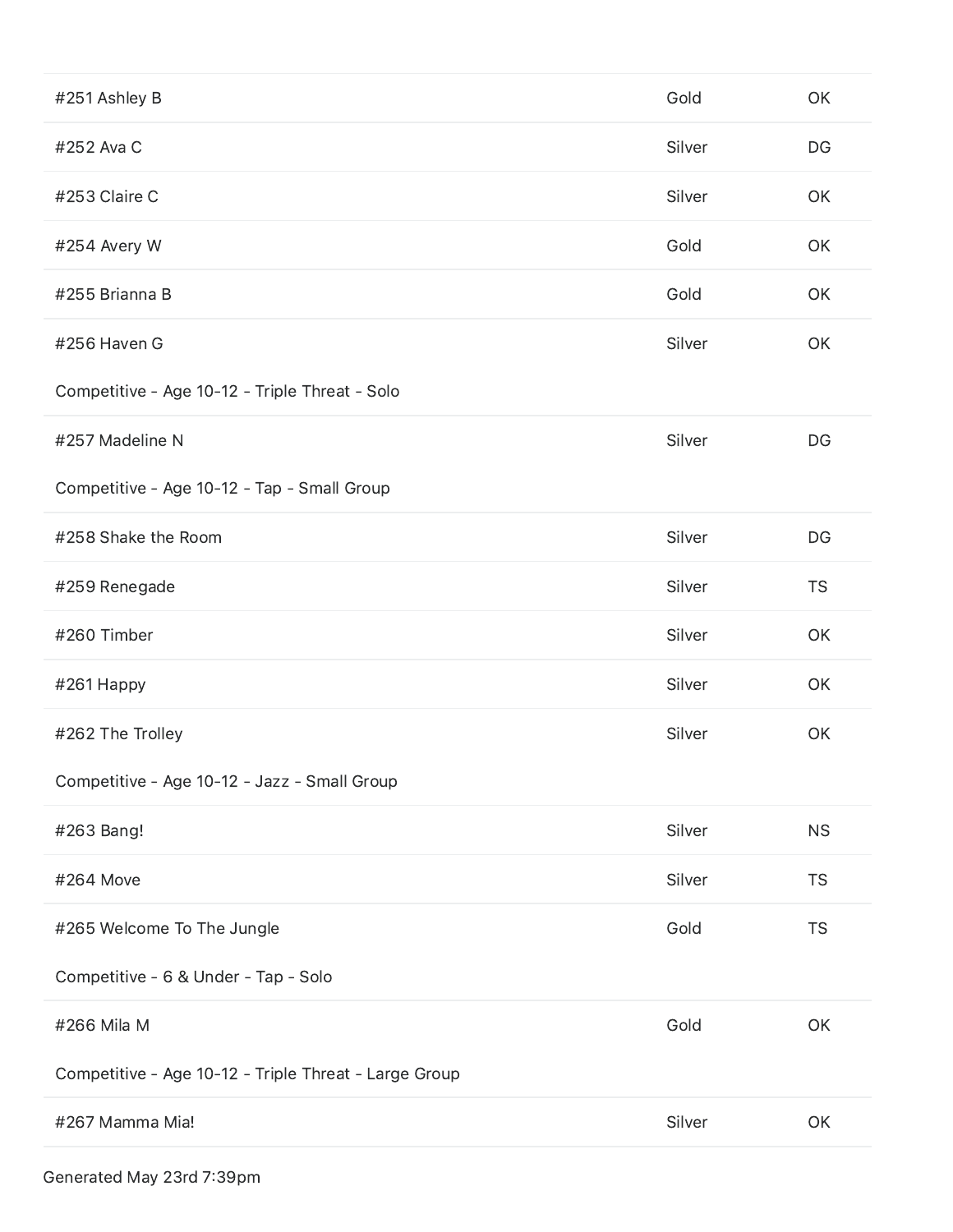| | | |
|---|---|---|
| #251 Ashley B | Gold | OK |
| #252 Ava C | Silver | DG |
| #253 Claire C | Silver | OK |
| #254 Avery W | Gold | OK |
| #255 Brianna B | Gold | OK |
| #256 Haven G | Silver | OK |

Competitive - Age 10-12 - Triple Threat - Solo

| | | |
|---|---|---|
| #257 Madeline N | Silver | DG |

Competitive - Age 10-12 - Tap - Small Group

| | | |
|---|---|---|
| #258 Shake the Room | Silver | DG |
| #259 Renegade | Silver | TS |
| #260 Timber | Silver | OK |
| #261 Happy | Silver | OK |
| #262 The Trolley | Silver | OK |

Competitive - Age 10-12 - Jazz - Small Group

| | | |
|---|---|---|
| #263 Bang! | Silver | NS |
| #264 Move | Silver | TS |
| #265 Welcome To The Jungle | Gold | TS |

Competitive - 6 & Under - Tap - Solo

| | | |
|---|---|---|
| #266 Mila M | Gold | OK |

Competitive - Age 10-12 - Triple Threat - Large Group

| | | |
|---|---|---|
| #267 Mamma Mia! | Silver | OK |

Generated May 23rd 7:39pm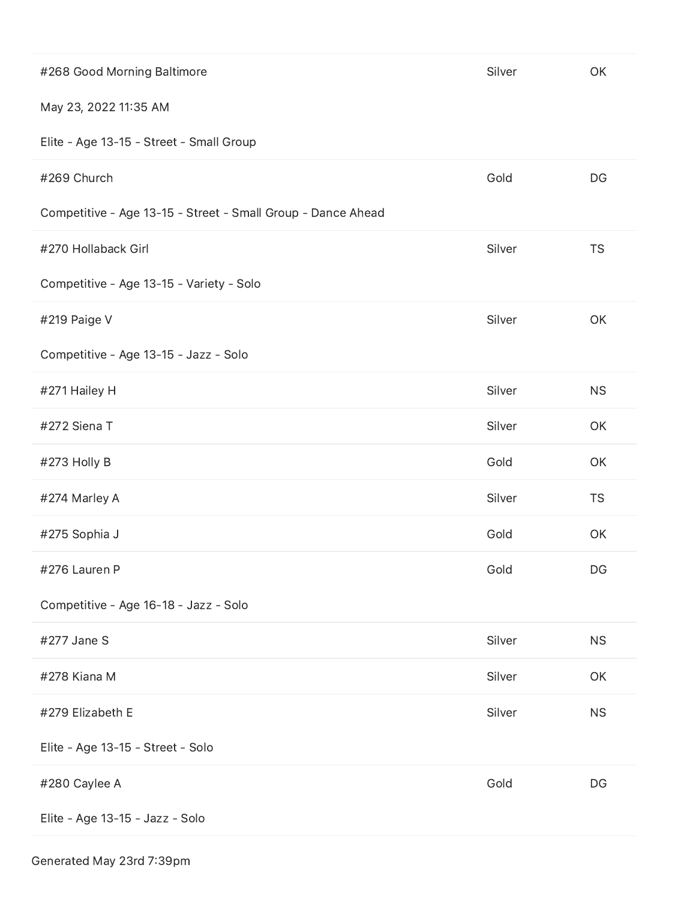| | | |
|---|---|---|
| #268 Good Morning Baltimore | Silver | OK |
| May 23, 2022 11:35 AM | | |
| Elite - Age 13-15 - Street - Small Group | | |
| #269 Church | Gold | DG |
| Competitive - Age 13-15 - Street - Small Group - Dance Ahead | | |
| #270 Hollaback Girl | Silver | TS |
| Competitive - Age 13-15 - Variety - Solo | | |
| #219 Paige V | Silver | OK |
| Competitive - Age 13-15 - Jazz - Solo | | |
| #271 Hailey H | Silver | NS |
| #272 Siena T | Silver | OK |
| #273 Holly B | Gold | OK |
| #274 Marley A | Silver | TS |
| #275 Sophia J | Gold | OK |
| #276 Lauren P | Gold | DG |
| Competitive - Age 16-18 - Jazz - Solo | | |
| #277 Jane S | Silver | NS |
| #278 Kiana M | Silver | OK |
| #279 Elizabeth E | Silver | NS |
| Elite - Age 13-15 - Street - Solo | | |
| #280 Caylee A | Gold | DG |
| Elite - Age 13-15 - Jazz - Solo | | |

Generated May 23rd 7:39pm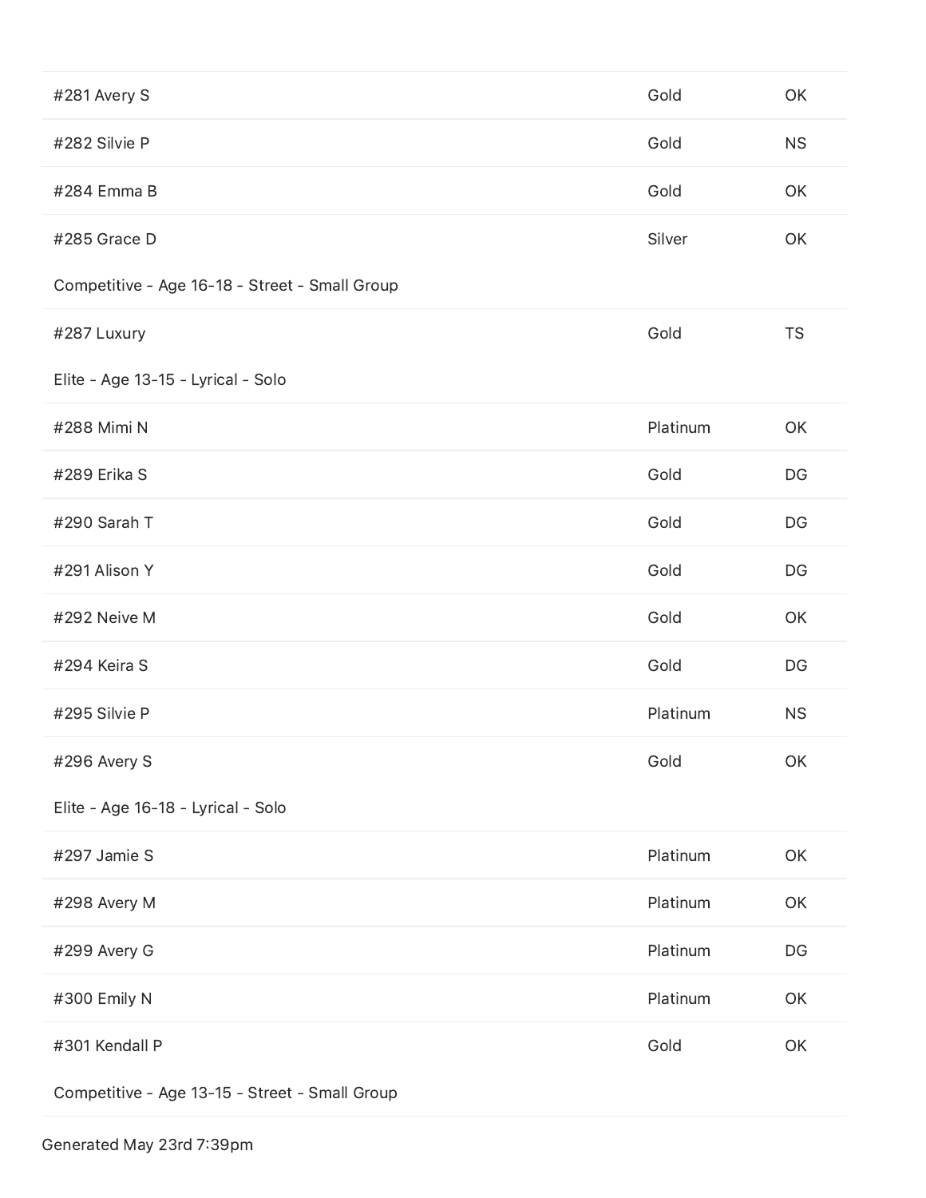| | | |
|---|---|---|
| #281 Avery S | Gold | OK |
| #282 Silvie P | Gold | NS |
| #284 Emma B | Gold | OK |
| #285 Grace D | Silver | OK |

Competitive - Age 16-18 - Street - Small Group

| | | |
|---|---|---|
| #287 Luxury | Gold | TS |

Elite - Age 13-15 - Lyrical - Solo

| | | |
|---|---|---|
| #288 Mimi N | Platinum | OK |
| #289 Erika S | Gold | DG |
| #290 Sarah T | Gold | DG |
| #291 Alison Y | Gold | DG |
| #292 Neive M | Gold | OK |
| #294 Keira S | Gold | DG |
| #295 Silvie P | Platinum | NS |
| #296 Avery S | Gold | OK |

Elite - Age 16-18 - Lyrical - Solo

| | | |
|---|---|---|
| #297 Jamie S | Platinum | OK |
| #298 Avery M | Platinum | OK |
| #299 Avery G | Platinum | DG |
| #300 Emily N | Platinum | OK |
| #301 Kendall P | Gold | OK |

Competitive - Age 13-15 - Street - Small Group

Generated May 23rd 7:39pm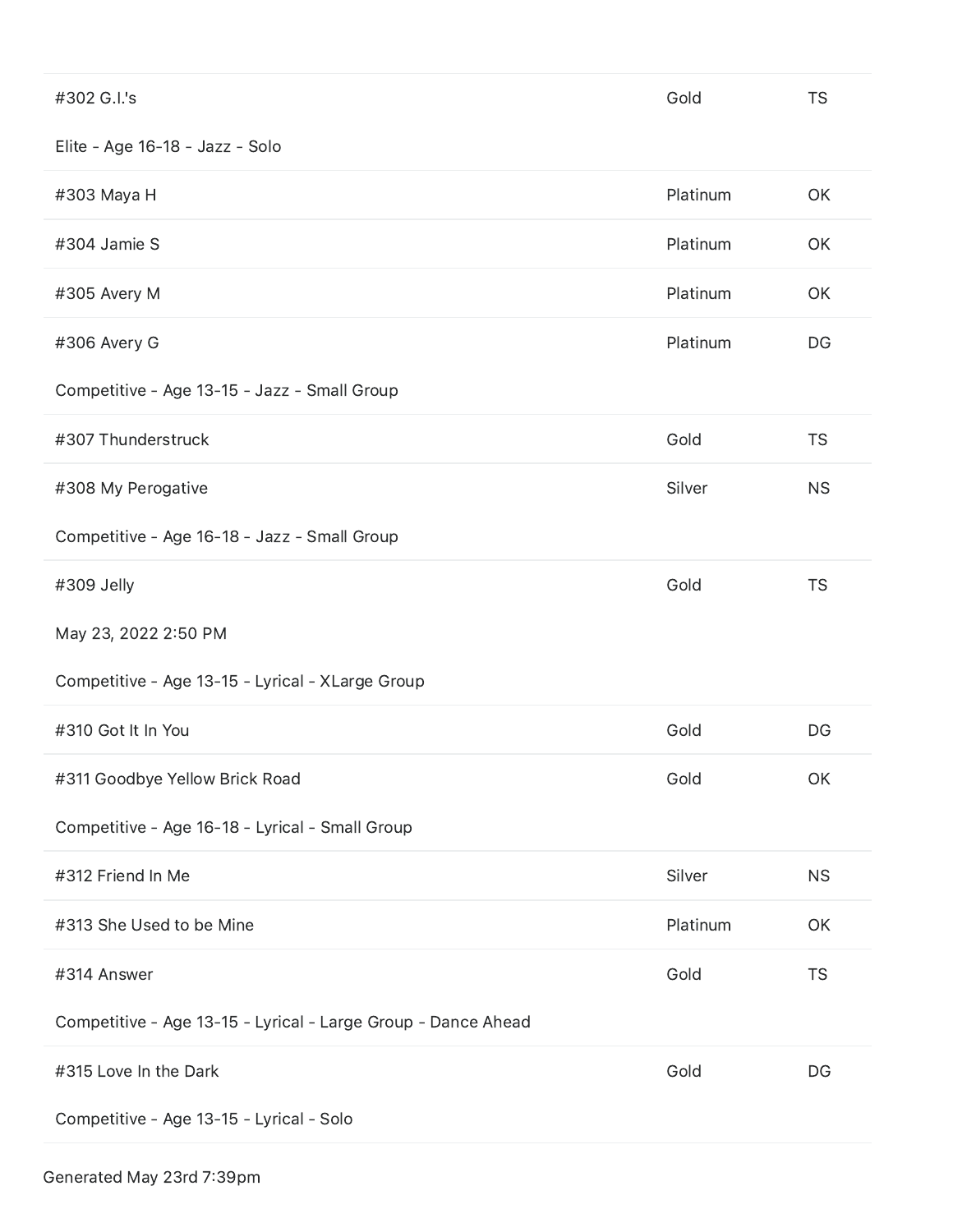| | | |
|---|---|---|
| #302 G.I.'s | Gold | TS |
| Elite - Age 16-18 - Jazz - Solo | | |
| #303 Maya H | Platinum | OK |
| #304 Jamie S | Platinum | OK |
| #305 Avery M | Platinum | OK |
| #306 Avery G | Platinum | DG |
| Competitive - Age 13-15 - Jazz - Small Group | | |
| #307 Thunderstruck | Gold | TS |
| #308 My Perogative | Silver | NS |
| Competitive - Age 16-18 - Jazz - Small Group | | |
| #309 Jelly | Gold | TS |
| May 23, 2022 2:50 PM | | |
| Competitive - Age 13-15 - Lyrical - XLarge Group | | |
| #310 Got It In You | Gold | DG |
| #311 Goodbye Yellow Brick Road | Gold | OK |
| Competitive - Age 16-18 - Lyrical - Small Group | | |
| #312 Friend In Me | Silver | NS |
| #313 She Used to be Mine | Platinum | OK |
| #314 Answer | Gold | TS |
| Competitive - Age 13-15 - Lyrical - Large Group - Dance Ahead | | |
| #315 Love In the Dark | Gold | DG |
| Competitive - Age 13-15 - Lyrical - Solo | | |

Generated May 23rd 7:39pm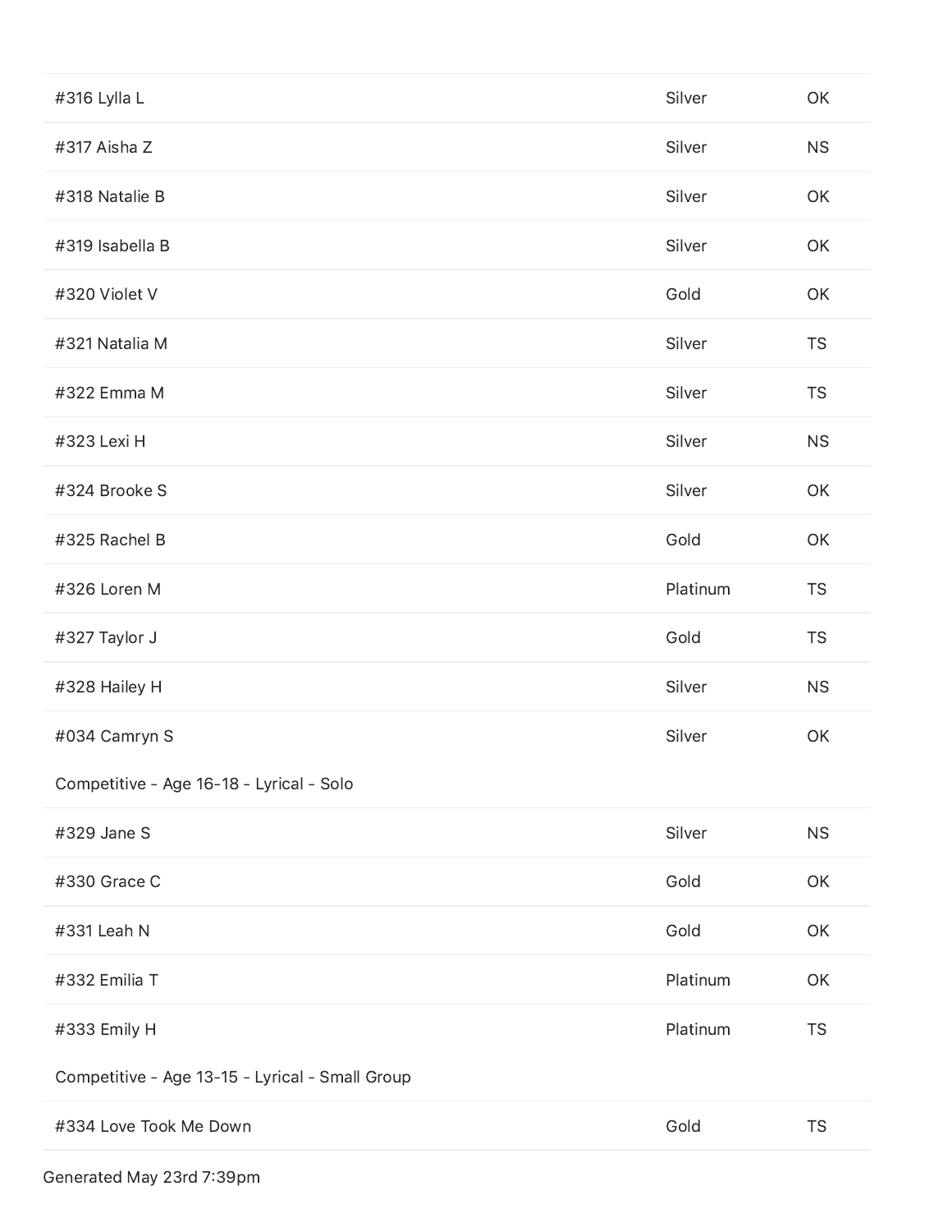| | | |
|---|---|---|
| #316 Lylla L | Silver | OK |
| #317 Aisha Z | Silver | NS |
| #318 Natalie B | Silver | OK |
| #319 Isabella B | Silver | OK |
| #320 Violet V | Gold | OK |
| #321 Natalia M | Silver | TS |
| #322 Emma M | Silver | TS |
| #323 Lexi H | Silver | NS |
| #324 Brooke S | Silver | OK |
| #325 Rachel B | Gold | OK |
| #326 Loren M | Platinum | TS |
| #327 Taylor J | Gold | TS |
| #328 Hailey H | Silver | NS |
| #034 Camryn S | Silver | OK |

Competitive - Age 16-18 - Lyrical - Solo

| | | |
|---|---|---|
| #329 Jane S | Silver | NS |
| #330 Grace C | Gold | OK |
| #331 Leah N | Gold | OK |
| #332 Emilia T | Platinum | OK |
| #333 Emily H | Platinum | TS |

Competitive - Age 13-15 - Lyrical - Small Group

| | | |
|---|---|---|
| #334 Love Took Me Down | Gold | TS |

Generated May 23rd 7:39pm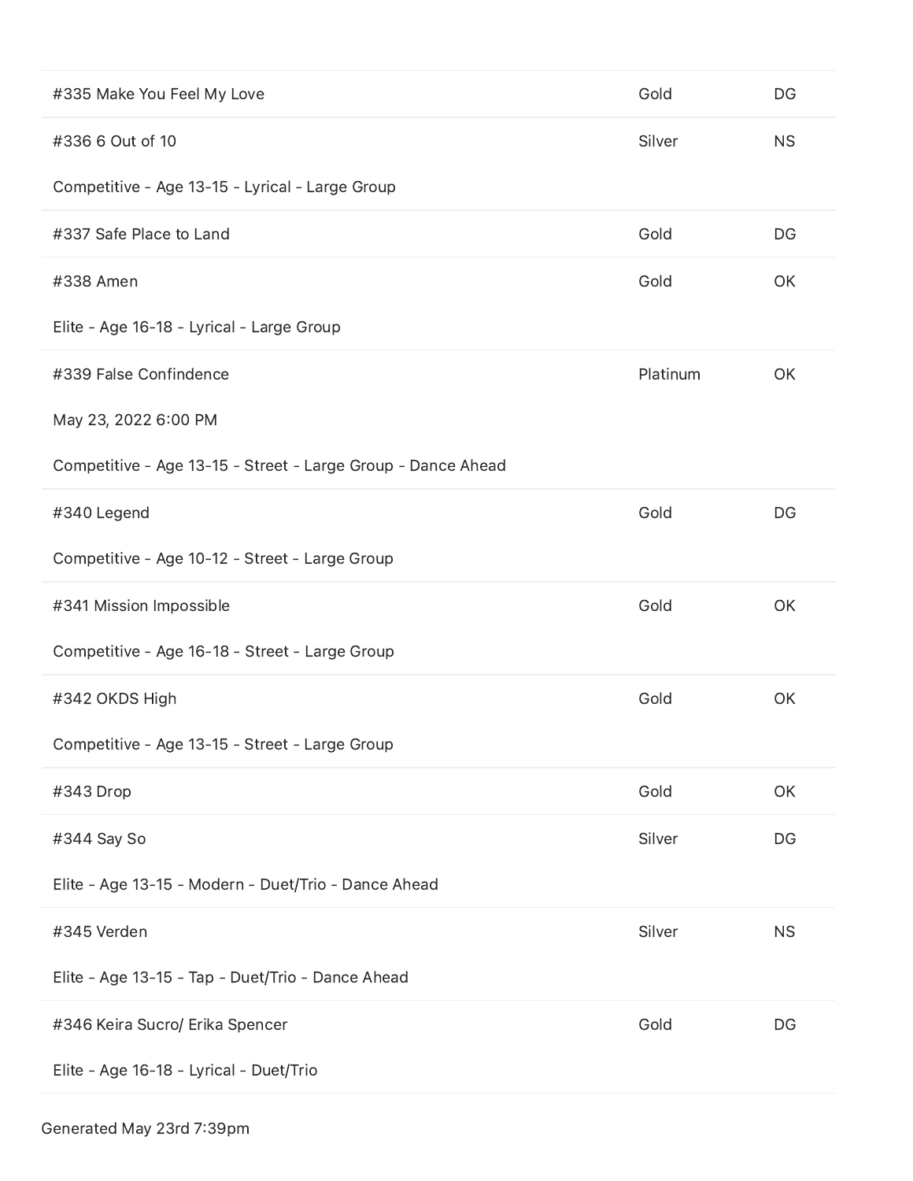| | | |
|---|---|---|
| #335 Make You Feel My Love | Gold | DG |
| #336 6 Out of 10<br><br>Competitive - Age 13-15 - Lyrical - Large Group | Silver | NS |
| #337 Safe Place to Land | Gold | DG |
| #338 Amen<br><br>Elite - Age 16-18 - Lyrical - Large Group | Gold | OK |
| #339 False Confindence<br><br>May 23, 2022 6:00 PM<br><br>Competitive - Age 13-15 - Street - Large Group - Dance Ahead | Platinum | OK |
| #340 Legend<br><br>Competitive - Age 10-12 - Street - Large Group | Gold | DG |
| #341 Mission Impossible<br><br>Competitive - Age 16-18 - Street - Large Group | Gold | OK |
| #342 OKDS High<br><br>Competitive - Age 13-15 - Street - Large Group | Gold | OK |
| #343 Drop | Gold | OK |
| #344 Say So<br><br>Elite - Age 13-15 - Modern - Duet/Trio - Dance Ahead | Silver | DG |
| #345 Verden<br><br>Elite - Age 13-15 - Tap - Duet/Trio - Dance Ahead | Silver | NS |
| #346 Keira Sucro/ Erika Spencer<br><br>Elite - Age 16-18 - Lyrical - Duet/Trio | Gold | DG |

Generated May 23rd 7:39pm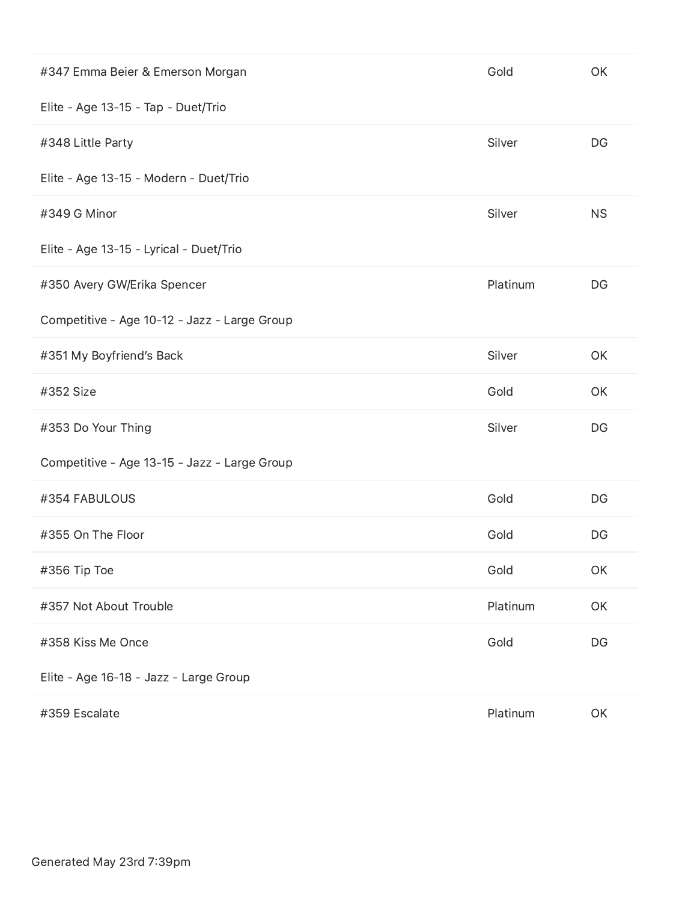| | | |
|---|---|---|
| #347 Emma Beier & Emerson Morgan | Gold | OK |
| Elite - Age 13-15 - Tap - Duet/Trio | | |
| #348 Little Party | Silver | DG |
| Elite - Age 13-15 - Modern - Duet/Trio | | |
| #349 G Minor | Silver | NS |
| Elite - Age 13-15 - Lyrical - Duet/Trio | | |
| #350 Avery GW/Erika Spencer | Platinum | DG |
| Competitive - Age 10-12 - Jazz - Large Group | | |
| #351 My Boyfriend's Back | Silver | OK |
| #352 Size | Gold | OK |
| #353 Do Your Thing | Silver | DG |
| Competitive - Age 13-15 - Jazz - Large Group | | |
| #354 FABULOUS | Gold | DG |
| #355 On The Floor | Gold | DG |
| #356 Tip Toe | Gold | OK |
| #357 Not About Trouble | Platinum | OK |
| #358 Kiss Me Once | Gold | DG |
| Elite - Age 16-18 - Jazz - Large Group | | |
| #359 Escalate | Platinum | OK |

Generated May 23rd 7:39pm